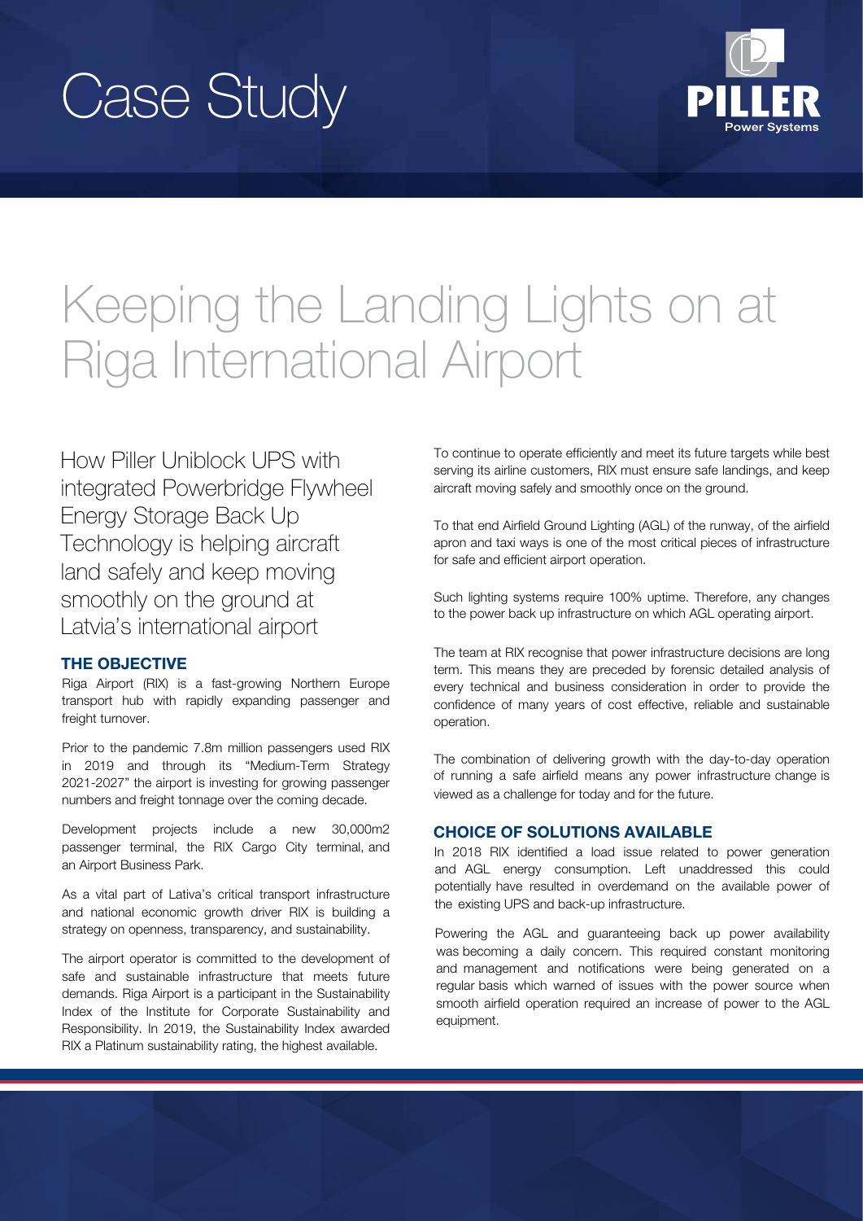# Case Study

PILLER Power Systems

# Keeping the Landing Lights on at Riga International Airport

How Piller Uniblock UPS with integrated Powerbridge Flywheel Energy Storage Back Up Technology is helping aircraft land safely and keep moving smoothly on the ground at Latvia's international airport

## THE OBJECTIVE

Riga Airport (RIX) is a fast-growing Northern Europe transport hub with rapidly expanding passenger and freight turnover.

Prior to the pandemic 7.8m million passengers used RIX in 2019 and through its "Medium-Term Strategy 2021-2027" the airport is investing for growing passenger numbers and freight tonnage over the coming decade.

Development projects include a new 30,000m2 passenger terminal, the RIX Cargo City terminal, and an Airport Business Park.

As a vital part of Lativa's critical transport infrastructure and national economic growth driver RIX is building a strategy on openness, transparency, and sustainability.

The airport operator is committed to the development of safe and sustainable infrastructure that meets future demands. Riga Airport is a participant in the Sustainability Index of the Institute for Corporate Sustainability and Responsibility. In 2019, the Sustainability Index awarded RIX a Platinum sustainability rating, the highest available.

To continue to operate efficiently and meet its future targets while best serving its airline customers, RIX must ensure safe landings, and keep aircraft moving safely and smoothly once on the ground.

To that end Airfield Ground Lighting (AGL) of the runway, of the airfield apron and taxi ways is one of the most critical pieces of infrastructure for safe and efficient airport operation.

Such lighting systems require 100% uptime. Therefore, any changes to the power back up infrastructure on which AGL operating airport.

The team at RIX recognise that power infrastructure decisions are long term. This means they are preceded by forensic detailed analysis of every technical and business consideration in order to provide the confidence of many years of cost effective, reliable and sustainable operation.

The combination of delivering growth with the day-to-day operation of running a safe airfield means any power infrastructure change is viewed as a challenge for today and for the future.

## CHOICE OF SOLUTIONS AVAILABLE

In 2018 RIX identified a load issue related to power generation and AGL energy consumption. Left unaddressed this could potentially have resulted in overdemand on the available power of the existing UPS and back-up infrastructure.

Powering the AGL and guaranteeing back up power availability was becoming a daily concern. This required constant monitoring and management and notifications were being generated on a regular basis which warned of issues with the power source when smooth airfield operation required an increase of power to the AGL equipment.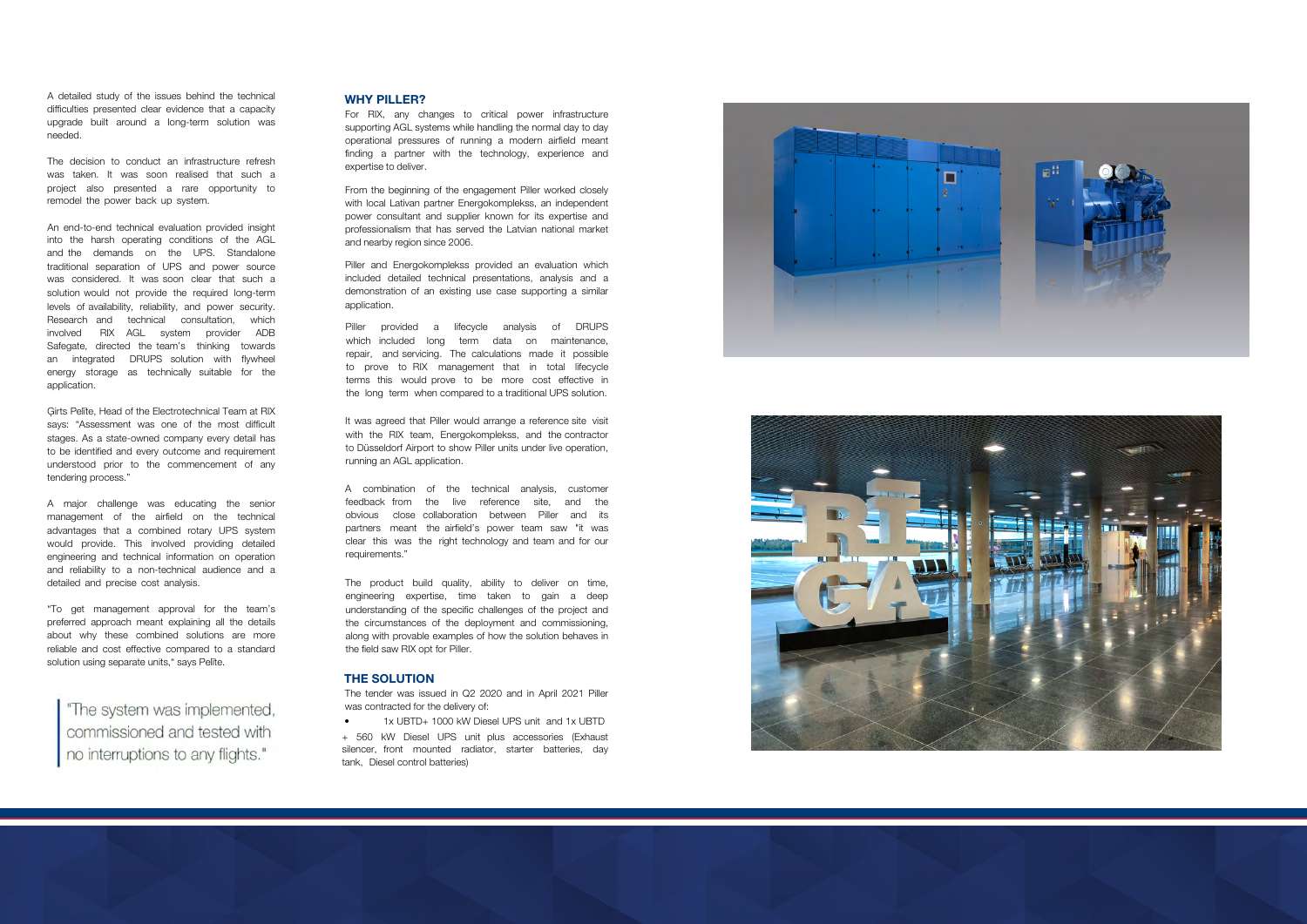A detailed study of the issues behind the technical difficulties presented clear evidence that a capacity upgrade built around a long-term solution was needed.

The decision to conduct an infrastructure refresh was taken. It was soon realised that such a project also presented a rare opportunity to remodel the power back up system.

An end-to-end technical evaluation provided insight into the harsh operating conditions of the AGL and the demands on the UPS. Standalone traditional separation of UPS and power source was considered. It was soon clear that such a solution would not provide the required long-term levels of availability, reliability, and power security. Research and technical consultation, which involved RIX AGL system provider ADB Safegate, directed the team's thinking towards an integrated DRUPS solution with flywheel energy storage as technically suitable for the application.

Ģirts Pelīte, Head of the Electrotechnical Team at RIX says: "Assessment was one of the most difficult stages. As a state-owned company every detail has to be identified and every outcome and requirement understood prior to the commencement of any tendering process."

A major challenge was educating the senior management of the airfield on the technical advantages that a combined rotary UPS system would provide. This involved providing detailed engineering and technical information on operation and reliability to a non-technical audience and a detailed and precise cost analysis.

"To get management approval for the team's preferred approach meant explaining all the details about why these combined solutions are more reliable and cost effective compared to a standard solution using separate units," says Pelīte.

> "The system was implemented, commissioned and tested with no interruptions to any flights."

## WHY PILLER?

For RIX, any changes to critical power infrastructure supporting AGL systems while handling the normal day to day operational pressures of running a modern airfield meant finding a partner with the technology, experience and expertise to deliver.

From the beginning of the engagement Piller worked closely with local Lativan partner Energokomplekss, an independent power consultant and supplier known for its expertise and professionalism that has served the Latvian national market and nearby region since 2006.

Piller and Energokomplekss provided an evaluation which included detailed technical presentations, analysis and a demonstration of an existing use case supporting a similar application.

Piller provided a lifecycle analysis of DRUPS which included long term data on maintenance, repair, and servicing. The calculations made it possible to prove to RIX management that in total lifecycle terms this would prove to be more cost effective in the long term when compared to a traditional UPS solution.

It was agreed that Piller would arrange a reference site visit with the RIX team, Energokomplekss, and the contractor to Düsseldorf Airport to show Piller units under live operation, running an AGL application.

A combination of the technical analysis, customer feedback from the live reference site, and the obvious close collaboration between Piller and its partners meant the airfield's power team saw "it was clear this was the right technology and team and for our requirements."

The product build quality, ability to deliver on time, engineering expertise, time taken to gain a deep understanding of the specific challenges of the project and the circumstances of the deployment and commissioning, along with provable examples of how the solution behaves in the field saw RIX opt for Piller.

## THE SOLUTION

The tender was issued in Q2 2020 and in April 2021 Piller was contracted for the delivery of:

- 1x UBTD+ 1000 kW Diesel UPS unit and 1x UBTD + 560 kW Diesel UPS unit plus accessories (Exhaust silencer, front mounted radiator, starter batteries, day tank, Diesel control batteries)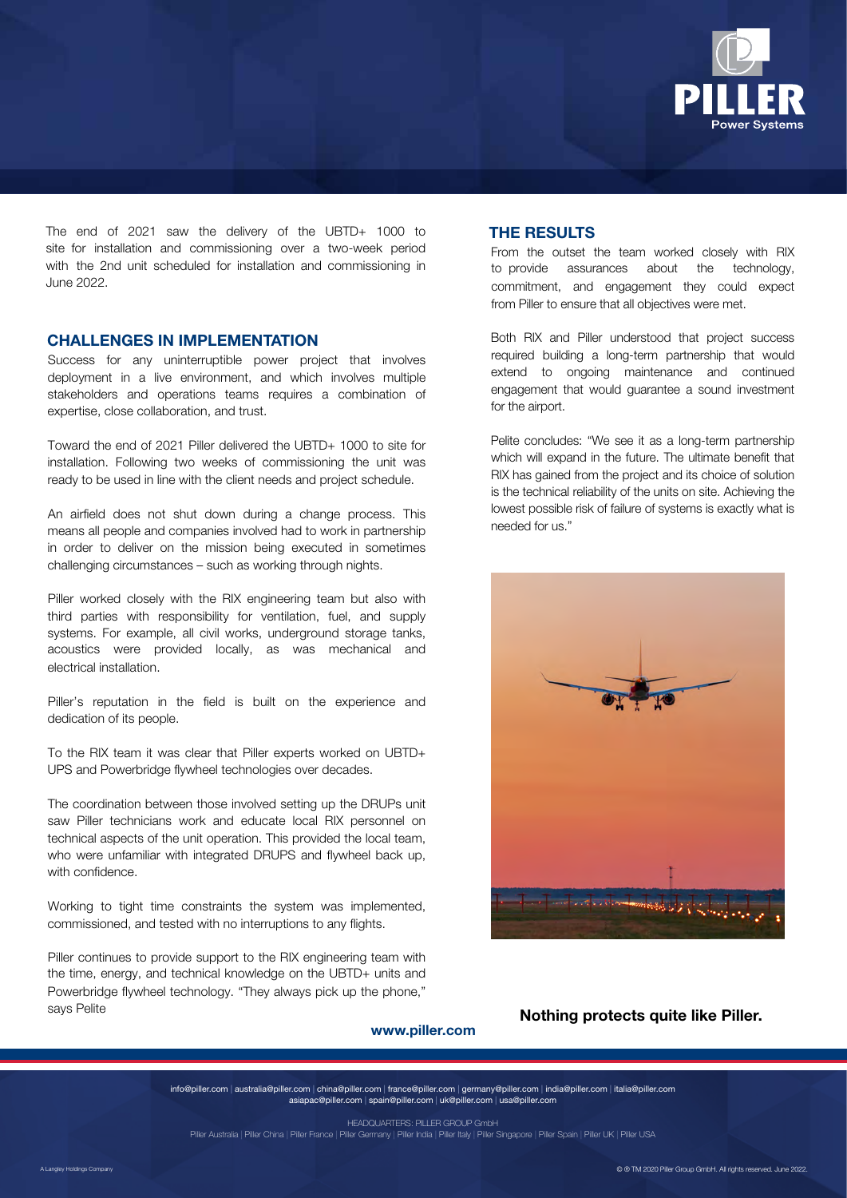The end of 2021 saw the delivery of the UBTD+ 1000 to site for installation and commissioning over a two-week period with the 2nd unit scheduled for installation and commissioning in June 2022.

## CHALLENGES IN IMPLEMENTATION

Success for any uninterruptible power project that involves deployment in a live environment, and which involves multiple stakeholders and operations teams requires a combination of expertise, close collaboration, and trust.

Toward the end of 2021 Piller delivered the UBTD+ 1000 to site for installation. Following two weeks of commissioning the unit was ready to be used in line with the client needs and project schedule.

An airfield does not shut down during a change process. This means all people and companies involved had to work in partnership in order to deliver on the mission being executed in sometimes challenging circumstances – such as working through nights.

Piller worked closely with the RIX engineering team but also with third parties with responsibility for ventilation, fuel, and supply systems. For example, all civil works, underground storage tanks, acoustics were provided locally, as was mechanical and electrical installation.

Piller's reputation in the field is built on the experience and dedication of its people.

To the RIX team it was clear that Piller experts worked on UBTD+ UPS and Powerbridge flywheel technologies over decades.

The coordination between those involved setting up the DRUPs unit saw Piller technicians work and educate local RIX personnel on technical aspects of the unit operation. This provided the local team, who were unfamiliar with integrated DRUPS and flywheel back up, with confidence.

Working to tight time constraints the system was implemented, commissioned, and tested with no interruptions to any flights.

Piller continues to provide support to the RIX engineering team with the time, energy, and technical knowledge on the UBTD+ units and Powerbridge flywheel technology. "They always pick up the phone," says Pelite

## THE RESULTS

From the outset the team worked closely with RIX to provide assurances about the technology, commitment, and engagement they could expect from Piller to ensure that all objectives were met.

Both RIX and Piller understood that project success required building a long-term partnership that would extend to ongoing maintenance and continued engagement that would guarantee a sound investment for the airport.

Pelite concludes: "We see it as a long-term partnership which will expand in the future. The ultimate benefit that RIX has gained from the project and its choice of solution is the technical reliability of the units on site. Achieving the lowest possible risk of failure of systems is exactly what is needed for us."

**Nothing protects quite like Piller.**

**www.piller.com**

info@piller.com | australia@piller.com | china@piller.com | france@piller.com | germany@piller.com | india@piller.com | italia@piller.com
asiapac@piller.com | spain@piller.com | uk@piller.com | usa@piller.com

HEADQUARTERS: PILLER GROUP GmbH
Piller Australia | Piller China | Piller France | Piller Germany | Piller India | Piller Italy | Piller Singapore | Piller Spain | Piller UK | Piller USA

A Langley Holdings Company

© ® TM 2020 Piller Group GmbH. All rights reserved. June 2022.